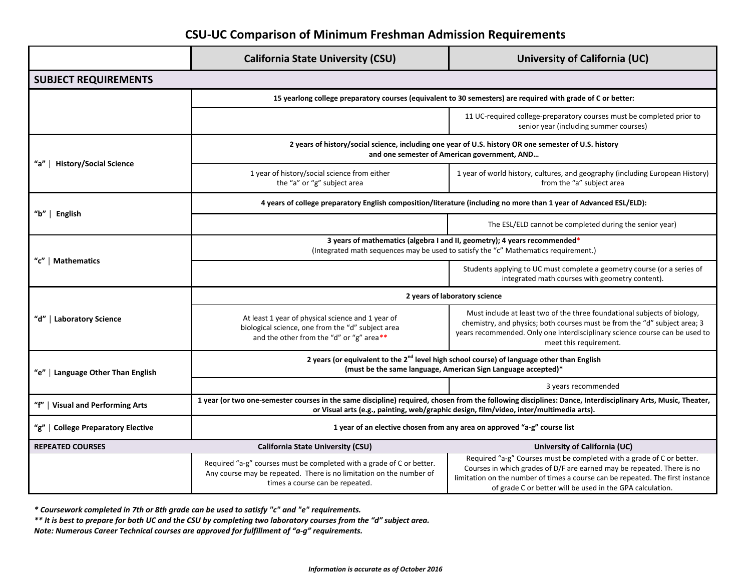# CSU-UC Comparison of Minimum Freshman Admission Requirements

| | California State University (CSU) | University of California (UC) |
|---|---|---|
| **SUBJECT REQUIREMENTS** | | |
| | **15 yearlong college preparatory courses (equivalent to 30 semesters) are required with grade of C or better:** | |
| | | 11 UC-required college-preparatory courses must be completed prior to senior year (including summer courses) |
| **"a" \| History/Social Science** | **2 years of history/social science, including one year of U.S. history OR one semester of U.S. history and one semester of American government, AND…** | |
| | 1 year of history/social science from either the "a" or "g" subject area | 1 year of world history, cultures, and geography (including European History) from the "a" subject area |
| **"b" \| English** | **4 years of college preparatory English composition/literature (including no more than 1 year of Advanced ESL/ELD):** | |
| | | The ESL/ELD cannot be completed during the senior year) |
| **"c" \| Mathematics** | **3 years of mathematics (algebra I and II, geometry); 4 years recommended*** (Integrated math sequences may be used to satisfy the "c" Mathematics requirement.) | |
| | | Students applying to UC must complete a geometry course (or a series of integrated math courses with geometry content). |
| **"d" \| Laboratory Science** | **2 years of laboratory science** | |
| | At least 1 year of physical science and 1 year of biological science, one from the "d" subject area and the other from the "d" or "g" area** | Must include at least two of the three foundational subjects of biology, chemistry, and physics; both courses must be from the "d" subject area; 3 years recommended. Only one interdisciplinary science course can be used to meet this requirement. |
| **"e" \| Language Other Than English** | **2 years (or equivalent to the 2nd level high school course) of language other than English (must be the same language, American Sign Language accepted)*** | |
| | | 3 years recommended |
| **"f" \| Visual and Performing Arts** | **1 year (or two one-semester courses in the same discipline) required, chosen from the following disciplines: Dance, Interdisciplinary Arts, Music, Theater, or Visual arts (e.g., painting, web/graphic design, film/video, inter/multimedia arts).** | |
| **"g" \| College Preparatory Elective** | **1 year of an elective chosen from any area on approved "a-g" course list** | |
| **REPEATED COURSES** | **California State University (CSU)** | **University of California (UC)** |
| | Required "a-g" courses must be completed with a grade of C or better. Any course may be repeated. There is no limitation on the number of times a course can be repeated. | Required "a-g" Courses must be completed with a grade of C or better. Courses in which grades of D/F are earned may be repeated. There is no limitation on the number of times a course can be repeated. The first instance of grade C or better will be used in the GPA calculation. |

*\* Coursework completed in 7th or 8th grade can be used to satisfy "c" and "e" requirements.*

*\*\* It is best to prepare for both UC and the CSU by completing two laboratory courses from the "d" subject area.*

*Note: Numerous Career Technical courses are approved for fulfillment of "a-g" requirements.*

*Information is accurate as of October 2016*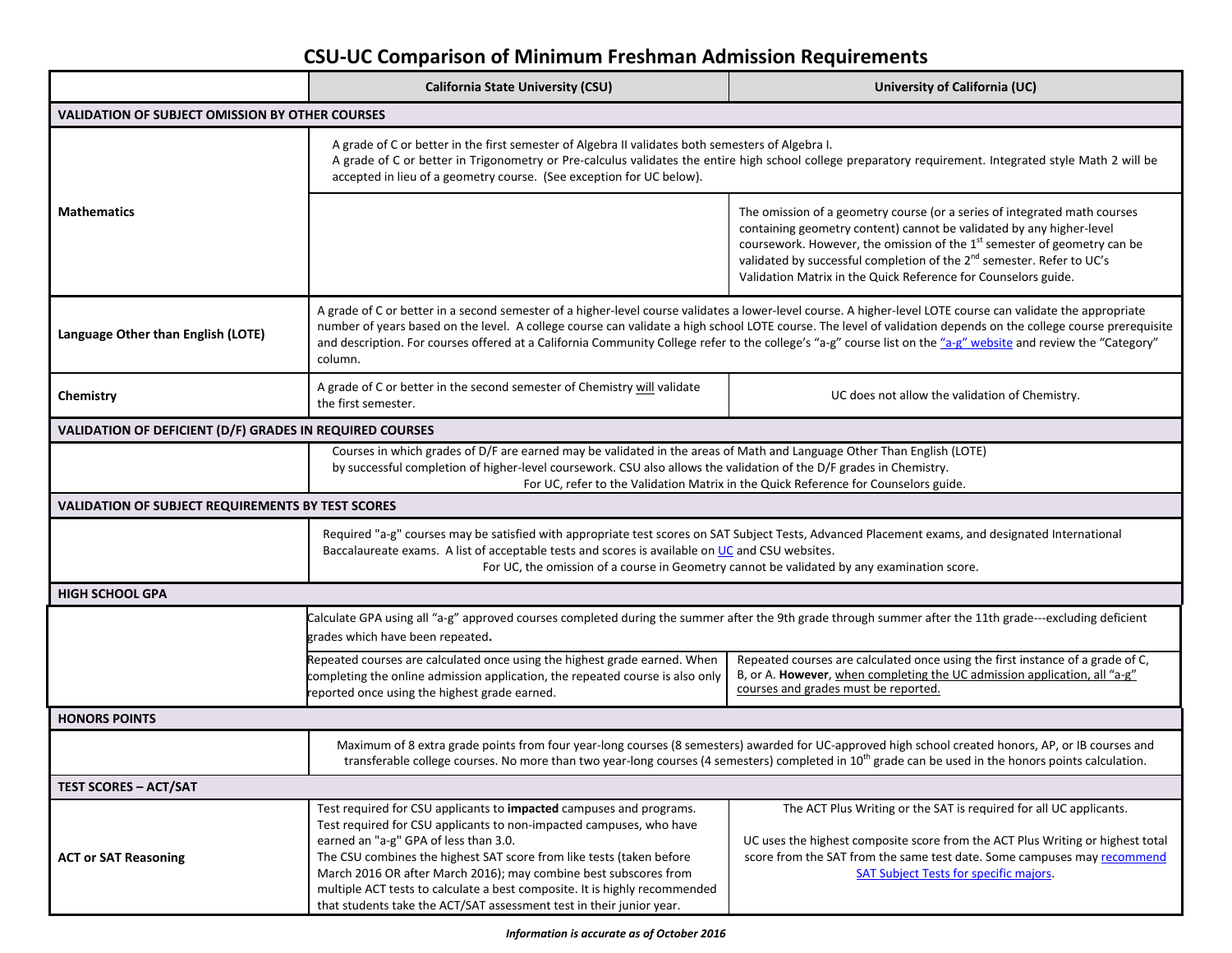# CSU-UC Comparison of Minimum Freshman Admission Requirements

| | California State University (CSU) | University of California (UC) |
|---|---|---|
| **VALIDATION OF SUBJECT OMISSION BY OTHER COURSES** | | |
| **Mathematics** | A grade of C or better in the first semester of Algebra II validates both semesters of Algebra I. A grade of C or better in Trigonometry or Pre-calculus validates the entire high school college preparatory requirement. Integrated style Math 2 will be accepted in lieu of a geometry course. (See exception for UC below). | A grade of C or better in the first semester of Algebra II validates both semesters of Algebra I. A grade of C or better in Trigonometry or Pre-calculus validates the entire high school college preparatory requirement. Integrated style Math 2 will be accepted in lieu of a geometry course. (See exception for UC below). The omission of a geometry course (or a series of integrated math courses containing geometry content) cannot be validated by any higher-level coursework. However, the omission of the 1st semester of geometry can be validated by successful completion of the 2nd semester. Refer to UC's Validation Matrix in the Quick Reference for Counselors guide. |
| **Language Other than English (LOTE)** | A grade of C or better in a second semester of a higher-level course validates a lower-level course. A higher-level LOTE course can validate the appropriate number of years based on the level. A college course can validate a high school LOTE course. The level of validation depends on the college course prerequisite and description. For courses offered at a California Community College refer to the college's "a-g" course list on the "a-g" website and review the "Category" column. | A grade of C or better in a second semester of a higher-level course validates a lower-level course. A higher-level LOTE course can validate the appropriate number of years based on the level. A college course can validate a high school LOTE course. The level of validation depends on the college course prerequisite and description. For courses offered at a California Community College refer to the college's "a-g" course list on the "a-g" website and review the "Category" column. |
| **Chemistry** | A grade of C or better in the second semester of Chemistry will validate the first semester. | UC does not allow the validation of Chemistry. |
| **VALIDATION OF DEFICIENT (D/F) GRADES IN REQUIRED COURSES** | | |
| | Courses in which grades of D/F are earned may be validated in the areas of Math and Language Other Than English (LOTE) by successful completion of higher-level coursework. CSU also allows the validation of the D/F grades in Chemistry. | Courses in which grades of D/F are earned may be validated in the areas of Math and Language Other Than English (LOTE) by successful completion of higher-level coursework. For UC, refer to the Validation Matrix in the Quick Reference for Counselors guide. |
| **VALIDATION OF SUBJECT REQUIREMENTS BY TEST SCORES** | | |
| | Required "a-g" courses may be satisfied with appropriate test scores on SAT Subject Tests, Advanced Placement exams, and designated International Baccalaureate exams. A list of acceptable tests and scores is available on UC and CSU websites. | Required "a-g" courses may be satisfied with appropriate test scores on SAT Subject Tests, Advanced Placement exams, and designated International Baccalaureate exams. A list of acceptable tests and scores is available on UC and CSU websites. For UC, the omission of a course in Geometry cannot be validated by any examination score. |
| **HIGH SCHOOL GPA** | | |
| | Calculate GPA using all "a-g" approved courses completed during the summer after the 9th grade through summer after the 11th grade---excluding deficient grades which have been repeated. Repeated courses are calculated once using the highest grade earned. When completing the online admission application, the repeated course is also only reported once using the highest grade earned. | Calculate GPA using all "a-g" approved courses completed during the summer after the 9th grade through summer after the 11th grade---excluding deficient grades which have been repeated. Repeated courses are calculated once using the first instance of a grade of C, B, or A. **However**, when completing the UC admission application, all "a-g" courses and grades must be reported. |
| **HONORS POINTS** | | |
| | Maximum of 8 extra grade points from four year-long courses (8 semesters) awarded for UC-approved high school created honors, AP, or IB courses and transferable college courses. No more than two year-long courses (4 semesters) completed in 10th grade can be used in the honors points calculation. | Maximum of 8 extra grade points from four year-long courses (8 semesters) awarded for UC-approved high school created honors, AP, or IB courses and transferable college courses. No more than two year-long courses (4 semesters) completed in 10th grade can be used in the honors points calculation. |
| **TEST SCORES – ACT/SAT** | | |
| **ACT or SAT Reasoning** | Test required for CSU applicants to **impacted** campuses and programs. Test required for CSU applicants to non-impacted campuses, who have earned an "a-g" GPA of less than 3.0. The CSU combines the highest SAT score from like tests (taken before March 2016 OR after March 2016); may combine best subscores from multiple ACT tests to calculate a best composite. It is highly recommended that students take the ACT/SAT assessment test in their junior year. | The ACT Plus Writing or the SAT is required for all UC applicants. UC uses the highest composite score from the ACT Plus Writing or highest total score from the SAT from the same test date. Some campuses may recommend SAT Subject Tests for specific majors. |

***Information is accurate as of October 2016***